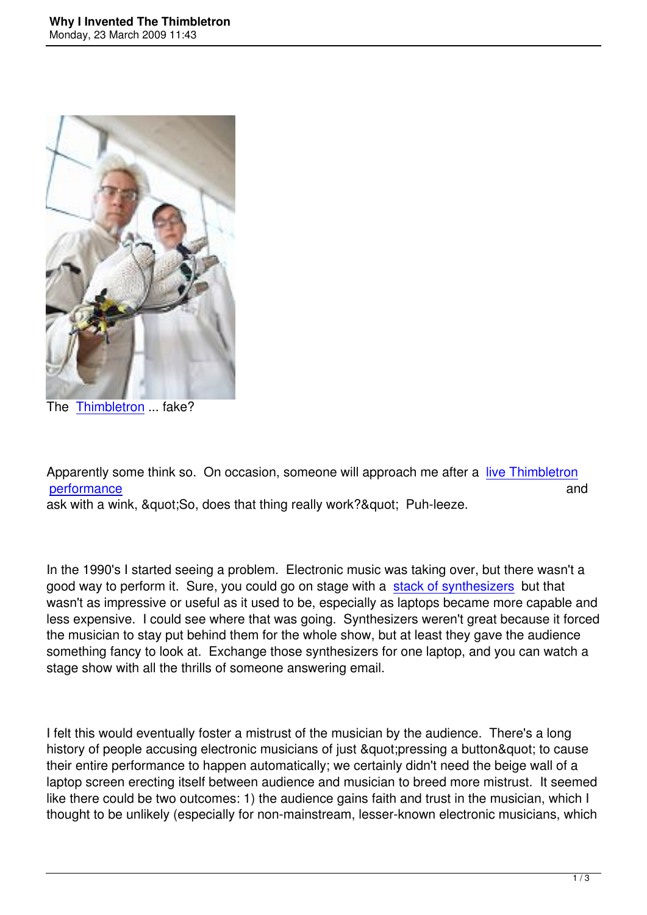The Thimbletron ... fake?

Apparently some think so. On occasion, someone will approach me after a live Thimbletron performance and ask with a wink, &quot;So, does that thing really work?&quot; Puh-leeze.

In the 1990's I started seeing a problem. Electronic music was taking over, but there wasn't a good way to perform it. Sure, you could go on stage with a stack of synthesizers but that wasn't as impressive or useful as it used to be, especially as laptops became more capable and less expensive. I could see where that was going. Synthesizers weren't great because it forced the musician to stay put behind them for the whole show, but at least they gave the audience something fancy to look at. Exchange those synthesizers for one laptop, and you can watch a stage show with all the thrills of someone answering email.

I felt this would eventually foster a mistrust of the musician by the audience. There's a long history of people accusing electronic musicians of just &quot;pressing a button&quot; to cause their entire performance to happen automatically; we certainly didn't need the beige wall of a laptop screen erecting itself between audience and musician to breed more mistrust. It seemed like there could be two outcomes: 1) the audience gains faith and trust in the musician, which I thought to be unlikely (especially for non-mainstream, lesser-known electronic musicians, which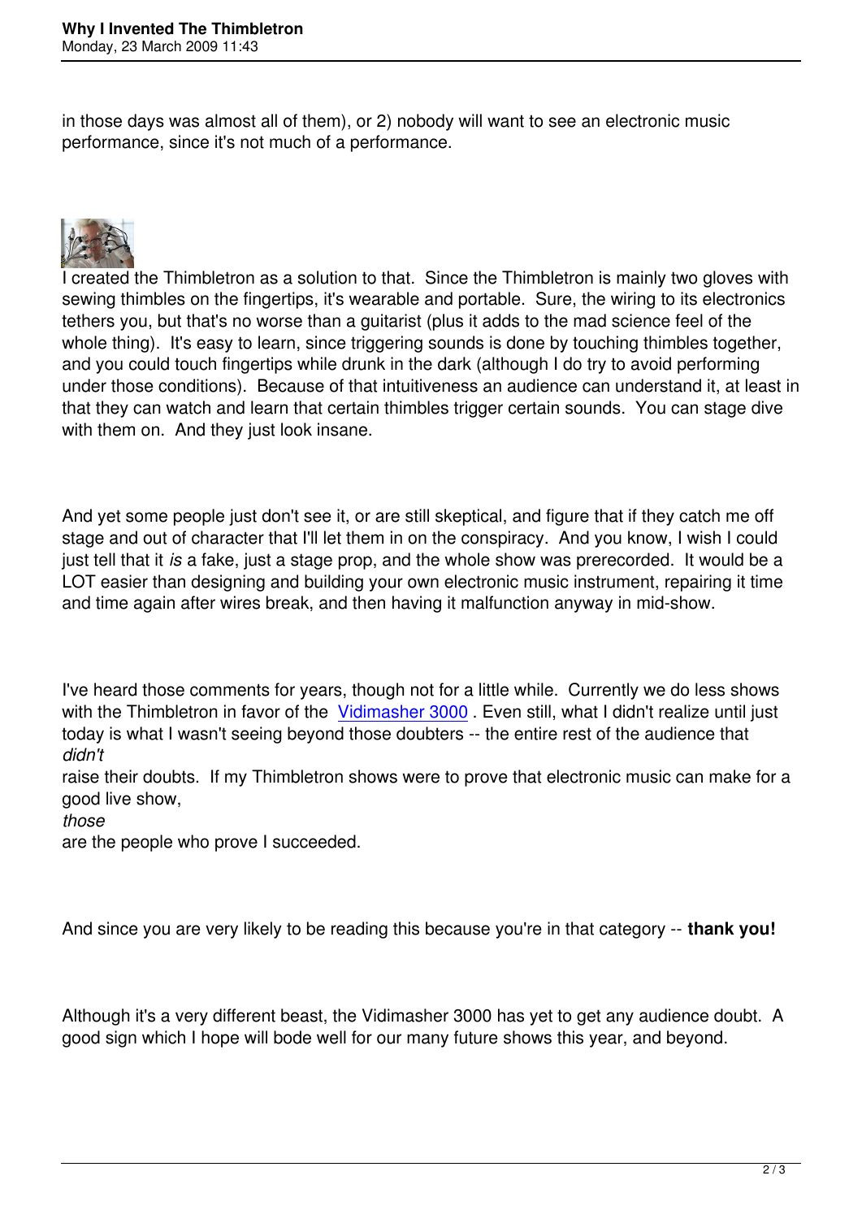in those days was almost all of them), or 2) nobody will want to see an electronic music performance, since it's not much of a performance.

I created the Thimbletron as a solution to that. Since the Thimbletron is mainly two gloves with sewing thimbles on the fingertips, it's wearable and portable. Sure, the wiring to its electronics tethers you, but that's no worse than a guitarist (plus it adds to the mad science feel of the whole thing). It's easy to learn, since triggering sounds is done by touching thimbles together, and you could touch fingertips while drunk in the dark (although I do try to avoid performing under those conditions). Because of that intuitiveness an audience can understand it, at least in that they can watch and learn that certain thimbles trigger certain sounds. You can stage dive with them on. And they just look insane.

And yet some people just don't see it, or are still skeptical, and figure that if they catch me off stage and out of character that I'll let them in on the conspiracy. And you know, I wish I could just tell that it *is* a fake, just a stage prop, and the whole show was prerecorded. It would be a LOT easier than designing and building your own electronic music instrument, repairing it time and time again after wires break, and then having it malfunction anyway in mid-show.

I've heard those comments for years, though not for a little while. Currently we do less shows with the Thimbletron in favor of the Vidimasher 3000 . Even still, what I didn't realize until just today is what I wasn't seeing beyond those doubters -- the entire rest of the audience that *didn't* raise their doubts. If my Thimbletron shows were to prove that electronic music can make for a good live show, *those* are the people who prove I succeeded.

And since you are very likely to be reading this because you're in that category -- **thank you!**

Although it's a very different beast, the Vidimasher 3000 has yet to get any audience doubt. A good sign which I hope will bode well for our many future shows this year, and beyond.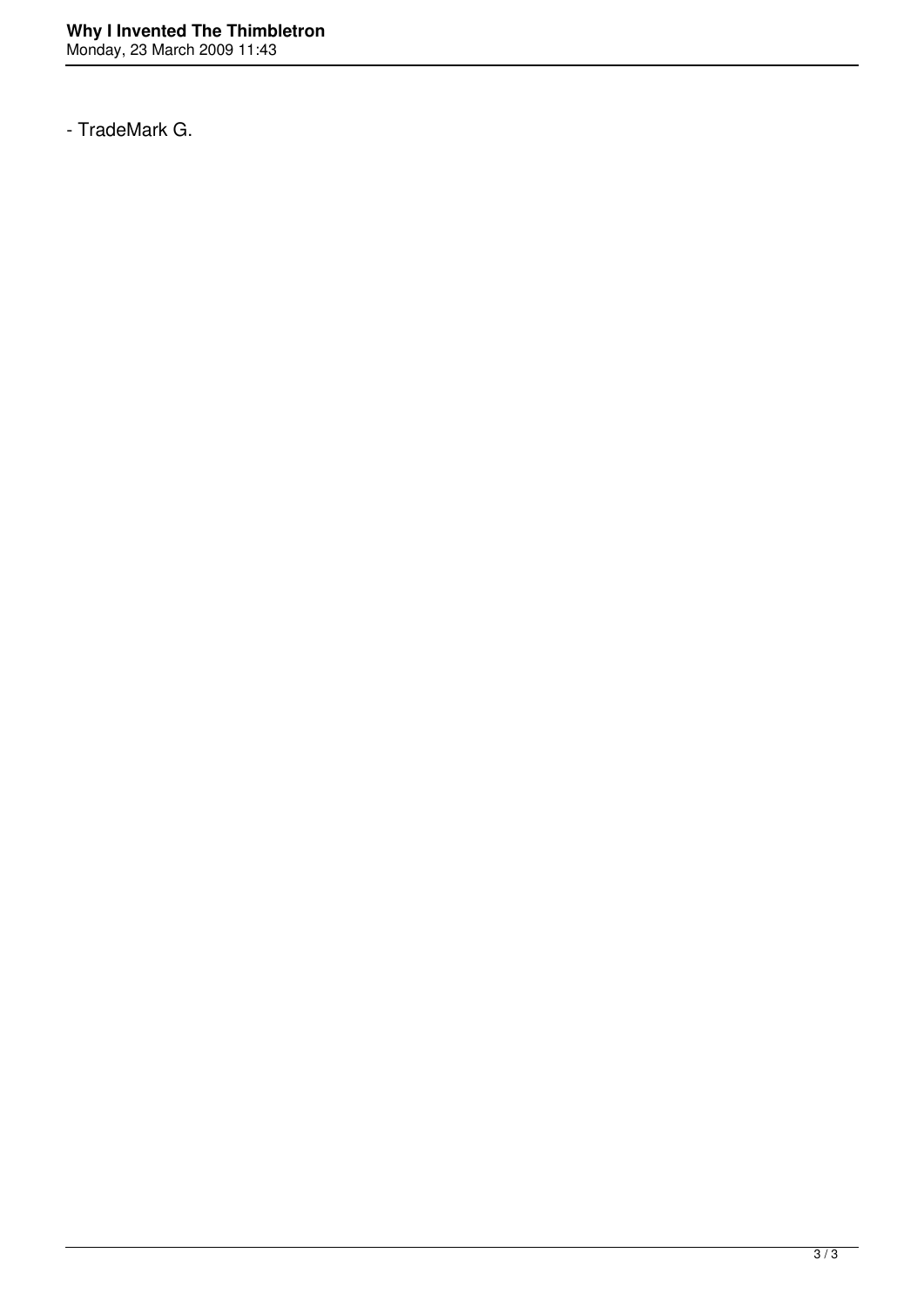- TradeMark G.